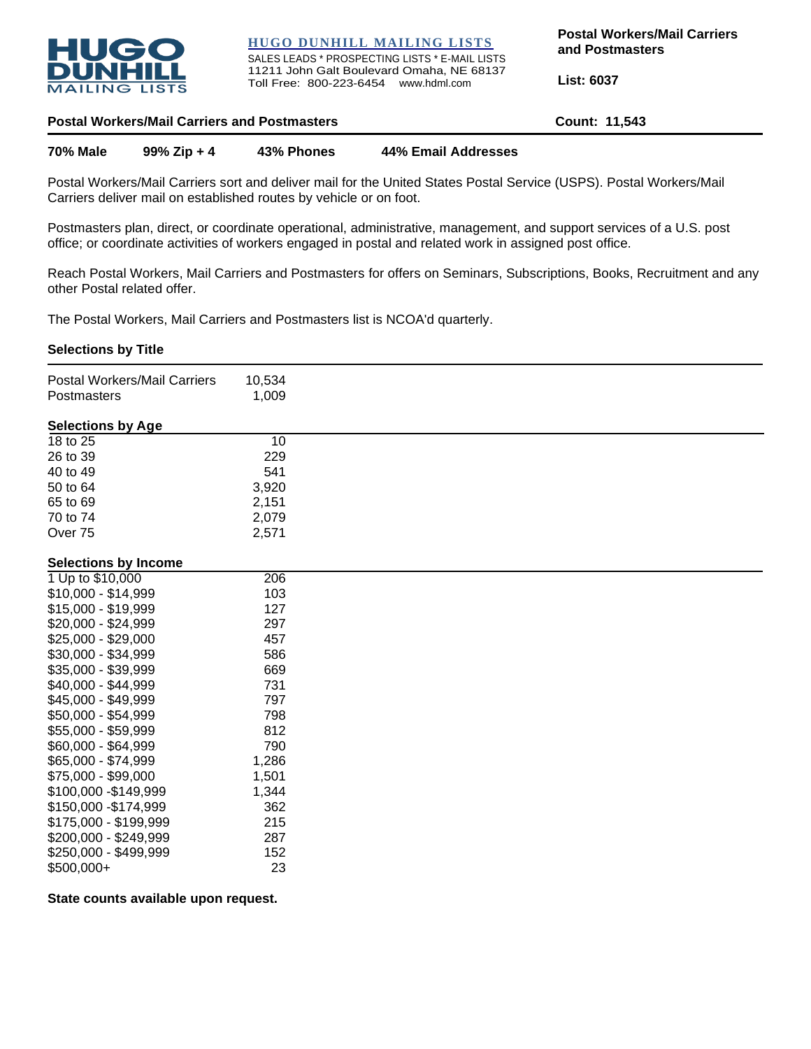HUGO DUNHILL MAILING LISTS

SALES LEADS * PROSPECTING LISTS * E-MAIL LISTS
11211 John Galt Boulevard Omaha, NE 68137
Toll Free: 800-223-6454 www.hdml.com

**Postal Workers/Mail Carriers and Postmasters**

**List: 6037**

## Postal Workers/Mail Carriers and Postmasters

**Count: 11,543**

**70% Male** **99% Zip + 4** **43% Phones** **44% Email Addresses**

Postal Workers/Mail Carriers sort and deliver mail for the United States Postal Service (USPS). Postal Workers/Mail Carriers deliver mail on established routes by vehicle or on foot.

Postmasters plan, direct, or coordinate operational, administrative, management, and support services of a U.S. post office; or coordinate activities of workers engaged in postal and related work in assigned post office.

Reach Postal Workers, Mail Carriers and Postmasters for offers on Seminars, Subscriptions, Books, Recruitment and any other Postal related offer.

The Postal Workers, Mail Carriers and Postmasters list is NCOA'd quarterly.

### Selections by Title

| | |
|---|---|
| Postal Workers/Mail Carriers | 10,534 |
| Postmasters | 1,009 |

### Selections by Age

| | |
|---|---|
| 18 to 25 | 10 |
| 26 to 39 | 229 |
| 40 to 49 | 541 |
| 50 to 64 | 3,920 |
| 65 to 69 | 2,151 |
| 70 to 74 | 2,079 |
| Over 75 | 2,571 |

### Selections by Income

| | |
|---|---|
| 1 Up to $10,000 | 206 |
| $10,000 - $14,999 | 103 |
| $15,000 - $19,999 | 127 |
| $20,000 - $24,999 | 297 |
| $25,000 - $29,000 | 457 |
| $30,000 - $34,999 | 586 |
| $35,000 - $39,999 | 669 |
| $40,000 - $44,999 | 731 |
| $45,000 - $49,999 | 797 |
| $50,000 - $54,999 | 798 |
| $55,000 - $59,999 | 812 |
| $60,000 - $64,999 | 790 |
| $65,000 - $74,999 | 1,286 |
| $75,000 - $99,000 | 1,501 |
| $100,000 -$149,999 | 1,344 |
| $150,000 -$174,999 | 362 |
| $175,000 - $199,999 | 215 |
| $200,000 - $249,999 | 287 |
| $250,000 - $499,999 | 152 |
| $500,000+ | 23 |

**State counts available upon request.**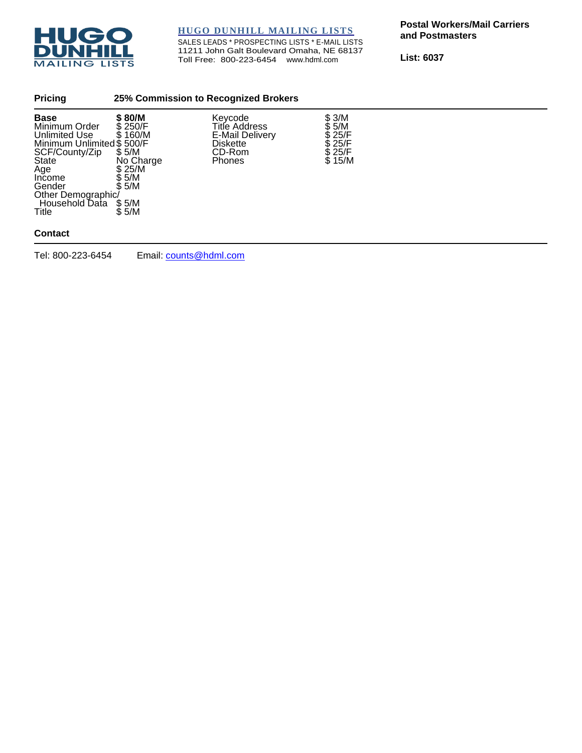**HUGO DUNHILL MAILING LISTS**

SALES LEADS * PROSPECTING LISTS * E-MAIL LISTS
11211 John Galt Boulevard Omaha, NE 68137
Toll Free: 800-223-6454 www.hdml.com

**Postal Workers/Mail Carriers and Postmasters**

**List: 6037**

## Pricing

**25% Commission to Recognized Brokers**

| | | | |
|---|---|---|---|
| **Base** | **$ 80/M** | Keycode | $ 3/M |
| Minimum Order | $ 250/F | Title Address | $ 5/M |
| Unlimited Use | $ 160/M | E-Mail Delivery | $ 25/F |
| Minimum Unlimited | $ 500/F | Diskette | $ 25/F |
| SCF/County/Zip | $ 5/M | CD-Rom | $ 25/F |
| State | No Charge | Phones | $ 15/M |
| Age | $ 25/M | | |
| Income | $ 5/M | | |
| Gender | $ 5/M | | |
| Other Demographic/ Household Data | $ 5/M | | |
| Title | $ 5/M | | |

## Contact

Tel: 800-223-6454 Email: counts@hdml.com